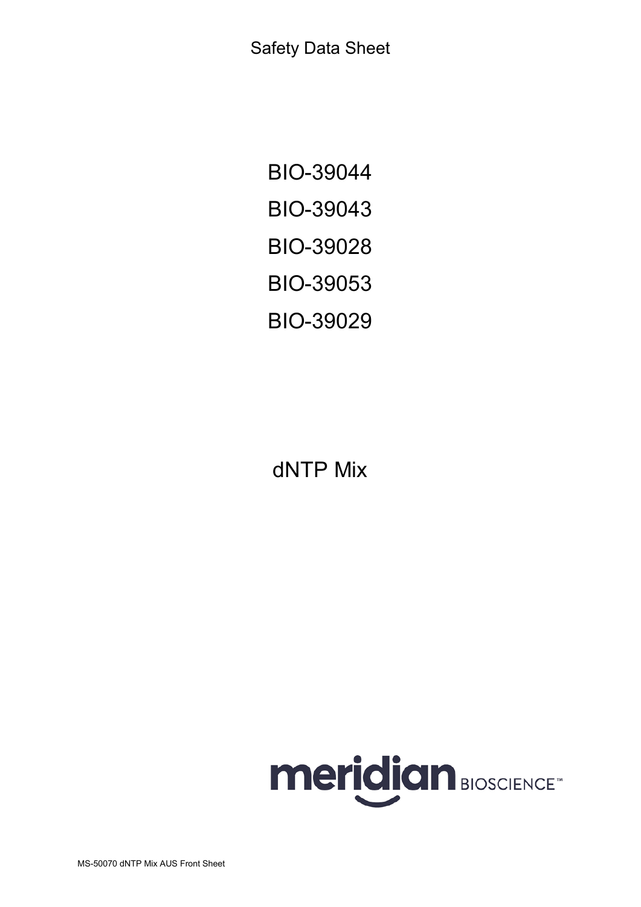Safety Data Sheet

# BIO-39044

# BIO-39043

# BIO-39028

# BIO-39053

# BIO-39029

# dNTP Mix

meridian BIOSCIENCE™

MS-50070 dNTP Mix AUS Front Sheet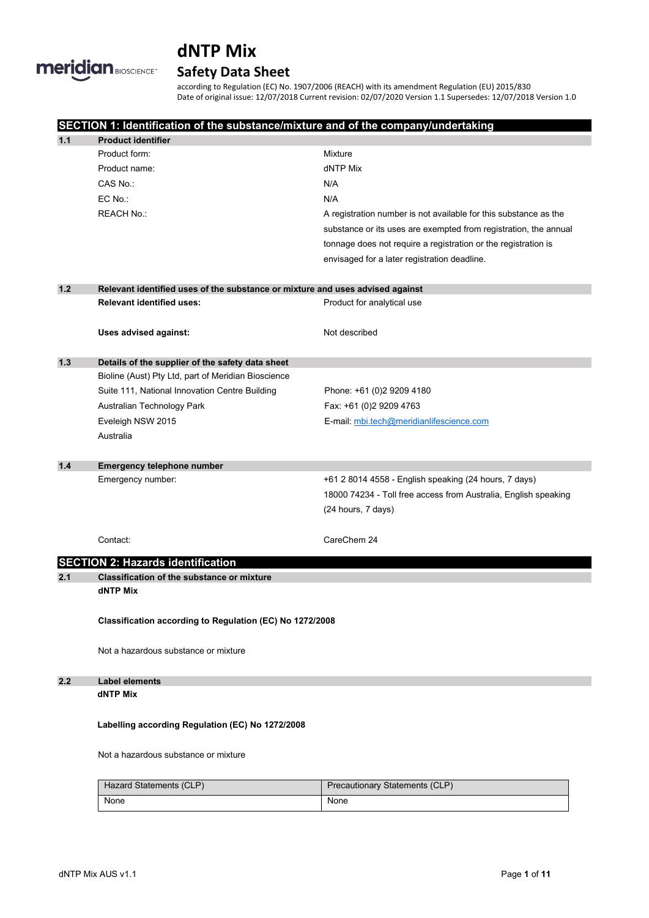# dNTP Mix

## Safety Data Sheet

according to Regulation (EC) No. 1907/2006 (REACH) with its amendment Regulation (EU) 2015/830
Date of original issue: 12/07/2018 Current revision: 02/07/2020 Version 1.1 Supersedes: 12/07/2018 Version 1.0

## SECTION 1: Identification of the substance/mixture and of the company/undertaking

### 1.1 Product identifier

| | |
|---|---|
| Product form: | Mixture |
| Product name: | dNTP Mix |
| CAS No.: | N/A |
| EC No.: | N/A |
| REACH No.: | A registration number is not available for this substance as the substance or its uses are exempted from registration, the annual tonnage does not require a registration or the registration is envisaged for a later registration deadline. |

### 1.2 Relevant identified uses of the substance or mixture and uses advised against

| | |
|---|---|
| **Relevant identified uses:** | Product for analytical use |
| **Uses advised against:** | Not described |

### 1.3 Details of the supplier of the safety data sheet

Bioline (Aust) Pty Ltd, part of Meridian Bioscience
Suite 111, National Innovation Centre Building
Australian Technology Park
Eveleigh NSW 2015
Australia

Phone: +61 (0)2 9209 4180
Fax: +61 (0)2 9209 4763
E-mail: mbi.tech@meridianlifescience.com

### 1.4 Emergency telephone number

| | |
|---|---|
| Emergency number: | +61 2 8014 4558 - English speaking (24 hours, 7 days)<br>18000 74234 - Toll free access from Australia, English speaking (24 hours, 7 days) |
| Contact: | CareChem 24 |

## SECTION 2: Hazards identification

### 2.1 Classification of the substance or mixture

**dNTP Mix**

**Classification according to Regulation (EC) No 1272/2008**

Not a hazardous substance or mixture

### 2.2 Label elements

**dNTP Mix**

**Labelling according Regulation (EC) No 1272/2008**

Not a hazardous substance or mixture

| Hazard Statements (CLP) | Precautionary Statements (CLP) |
|---|---|
| None | None |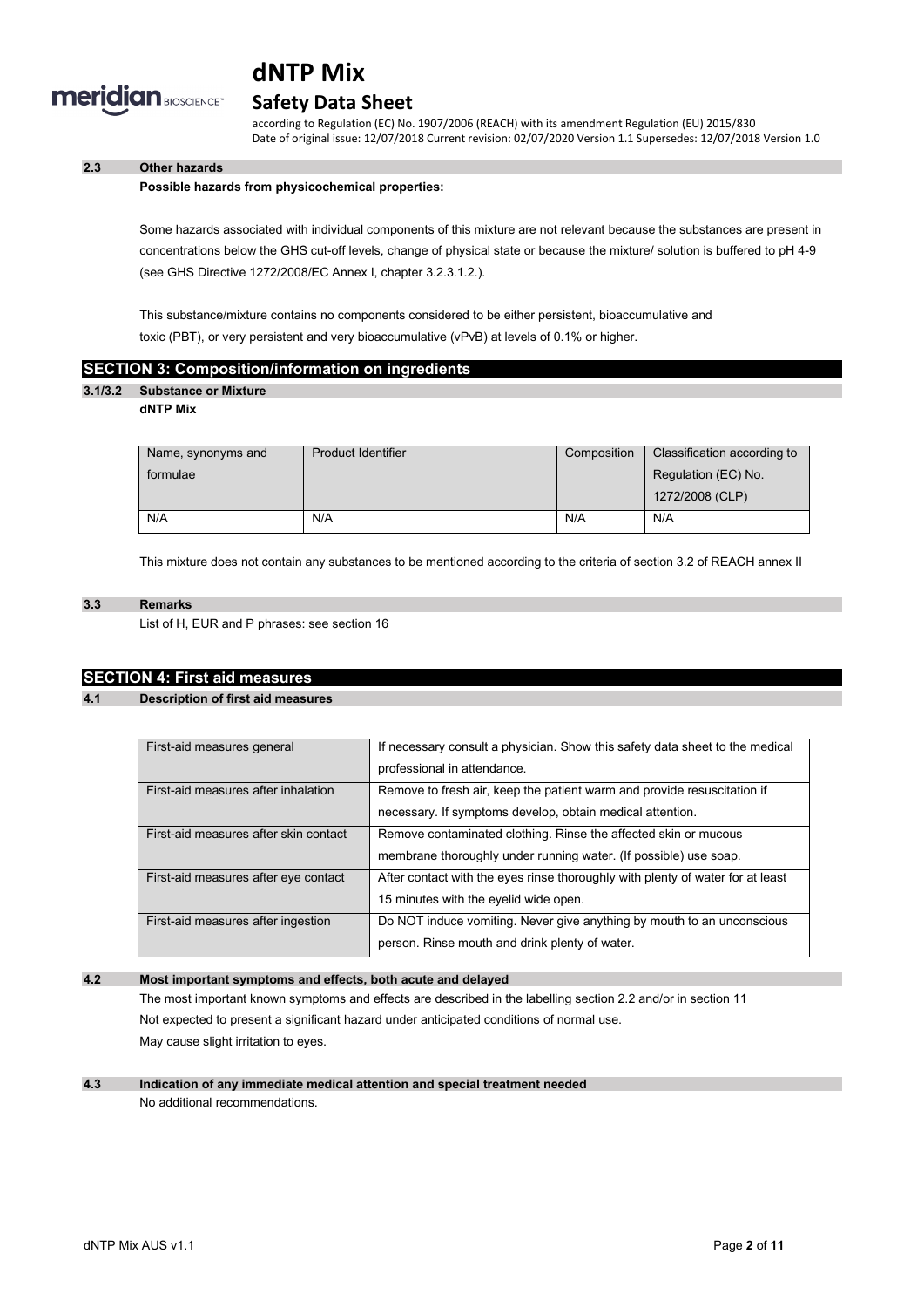### 2.3 Other hazards

**Possible hazards from physicochemical properties:**

Some hazards associated with individual components of this mixture are not relevant because the substances are present in concentrations below the GHS cut-off levels, change of physical state or because the mixture/ solution is buffered to pH 4-9 (see GHS Directive 1272/2008/EC Annex I, chapter 3.2.3.1.2.).

This substance/mixture contains no components considered to be either persistent, bioaccumulative and toxic (PBT), or very persistent and very bioaccumulative (vPvB) at levels of 0.1% or higher.

## SECTION 3: Composition/information on ingredients

### 3.1/3.2 Substance or Mixture

**dNTP Mix**

| Name, synonyms and formulae | Product Identifier | Composition | Classification according to Regulation (EC) No. 1272/2008 (CLP) |
|---|---|---|---|
| N/A | N/A | N/A | N/A |

This mixture does not contain any substances to be mentioned according to the criteria of section 3.2 of REACH annex II

### 3.3 Remarks

List of H, EUR and P phrases: see section 16

## SECTION 4: First aid measures

### 4.1 Description of first aid measures

| | |
|---|---|
| First-aid measures general | If necessary consult a physician. Show this safety data sheet to the medical professional in attendance. |
| First-aid measures after inhalation | Remove to fresh air, keep the patient warm and provide resuscitation if necessary. If symptoms develop, obtain medical attention. |
| First-aid measures after skin contact | Remove contaminated clothing. Rinse the affected skin or mucous membrane thoroughly under running water. (If possible) use soap. |
| First-aid measures after eye contact | After contact with the eyes rinse thoroughly with plenty of water for at least 15 minutes with the eyelid wide open. |
| First-aid measures after ingestion | Do NOT induce vomiting. Never give anything by mouth to an unconscious person. Rinse mouth and drink plenty of water. |

### 4.2 Most important symptoms and effects, both acute and delayed

The most important known symptoms and effects are described in the labelling section 2.2 and/or in section 11

Not expected to present a significant hazard under anticipated conditions of normal use.

May cause slight irritation to eyes.

### 4.3 Indication of any immediate medical attention and special treatment needed

No additional recommendations.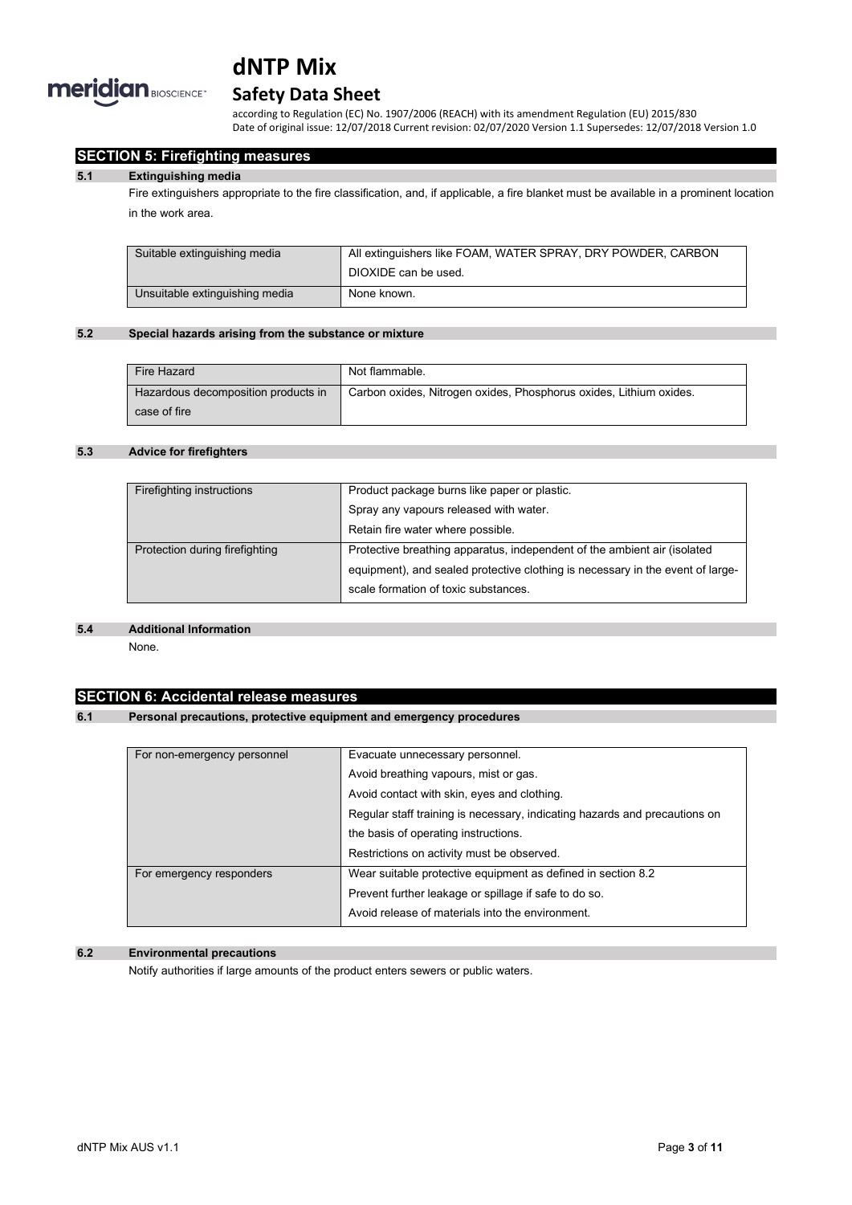## SECTION 5: Firefighting measures

### 5.1 Extinguishing media

Fire extinguishers appropriate to the fire classification, and, if applicable, a fire blanket must be available in a prominent location in the work area.

| | |
|---|---|
| Suitable extinguishing media | All extinguishers like FOAM, WATER SPRAY, DRY POWDER, CARBON DIOXIDE can be used. |
| Unsuitable extinguishing media | None known. |

### 5.2 Special hazards arising from the substance or mixture

| | |
|---|---|
| Fire Hazard | Not flammable. |
| Hazardous decomposition products in case of fire | Carbon oxides, Nitrogen oxides, Phosphorus oxides, Lithium oxides. |

### 5.3 Advice for firefighters

| | |
|---|---|
| Firefighting instructions | Product package burns like paper or plastic.<br>Spray any vapours released with water.<br>Retain fire water where possible. |
| Protection during firefighting | Protective breathing apparatus, independent of the ambient air (isolated equipment), and sealed protective clothing is necessary in the event of large-scale formation of toxic substances. |

### 5.4 Additional Information

None.

## SECTION 6: Accidental release measures

### 6.1 Personal precautions, protective equipment and emergency procedures

| | |
|---|---|
| For non-emergency personnel | Evacuate unnecessary personnel.<br>Avoid breathing vapours, mist or gas.<br>Avoid contact with skin, eyes and clothing.<br>Regular staff training is necessary, indicating hazards and precautions on the basis of operating instructions.<br>Restrictions on activity must be observed. |
| For emergency responders | Wear suitable protective equipment as defined in section 8.2<br>Prevent further leakage or spillage if safe to do so.<br>Avoid release of materials into the environment. |

### 6.2 Environmental precautions

Notify authorities if large amounts of the product enters sewers or public waters.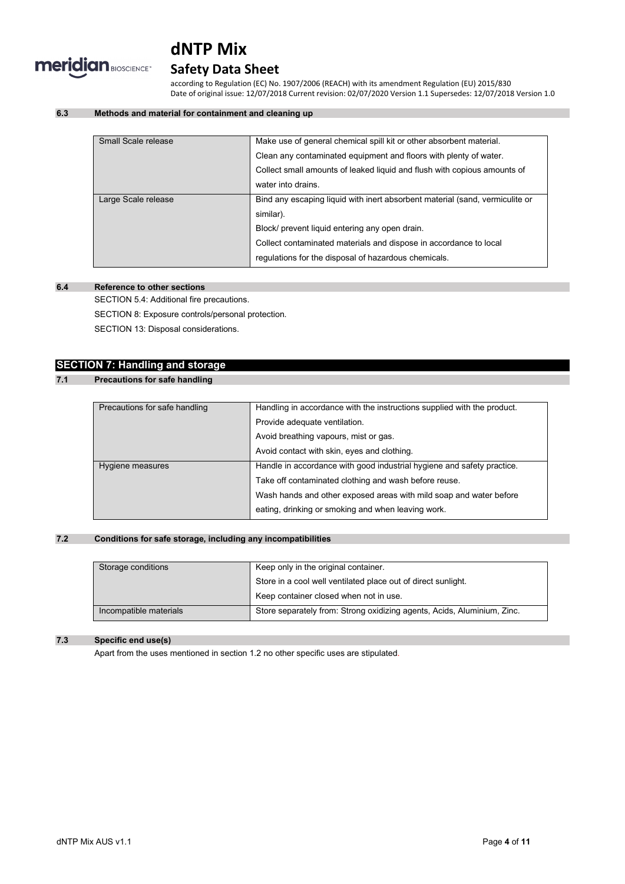### 6.3 Methods and material for containment and cleaning up

| | |
|---|---|
| Small Scale release | Make use of general chemical spill kit or other absorbent material.<br>Clean any contaminated equipment and floors with plenty of water.<br>Collect small amounts of leaked liquid and flush with copious amounts of water into drains. |
| Large Scale release | Bind any escaping liquid with inert absorbent material (sand, vermiculite or similar).<br>Block/ prevent liquid entering any open drain.<br>Collect contaminated materials and dispose in accordance to local regulations for the disposal of hazardous chemicals. |

### 6.4 Reference to other sections

SECTION 5.4: Additional fire precautions.

SECTION 8: Exposure controls/personal protection.

SECTION 13: Disposal considerations.

## SECTION 7: Handling and storage

### 7.1 Precautions for safe handling

| | |
|---|---|
| Precautions for safe handling | Handling in accordance with the instructions supplied with the product.<br>Provide adequate ventilation.<br>Avoid breathing vapours, mist or gas.<br>Avoid contact with skin, eyes and clothing. |
| Hygiene measures | Handle in accordance with good industrial hygiene and safety practice.<br>Take off contaminated clothing and wash before reuse.<br>Wash hands and other exposed areas with mild soap and water before eating, drinking or smoking and when leaving work. |

### 7.2 Conditions for safe storage, including any incompatibilities

| | |
|---|---|
| Storage conditions | Keep only in the original container.<br>Store in a cool well ventilated place out of direct sunlight.<br>Keep container closed when not in use. |
| Incompatible materials | Store separately from: Strong oxidizing agents, Acids, Aluminium, Zinc. |

### 7.3 Specific end use(s)

Apart from the uses mentioned in section 1.2 no other specific uses are stipulated.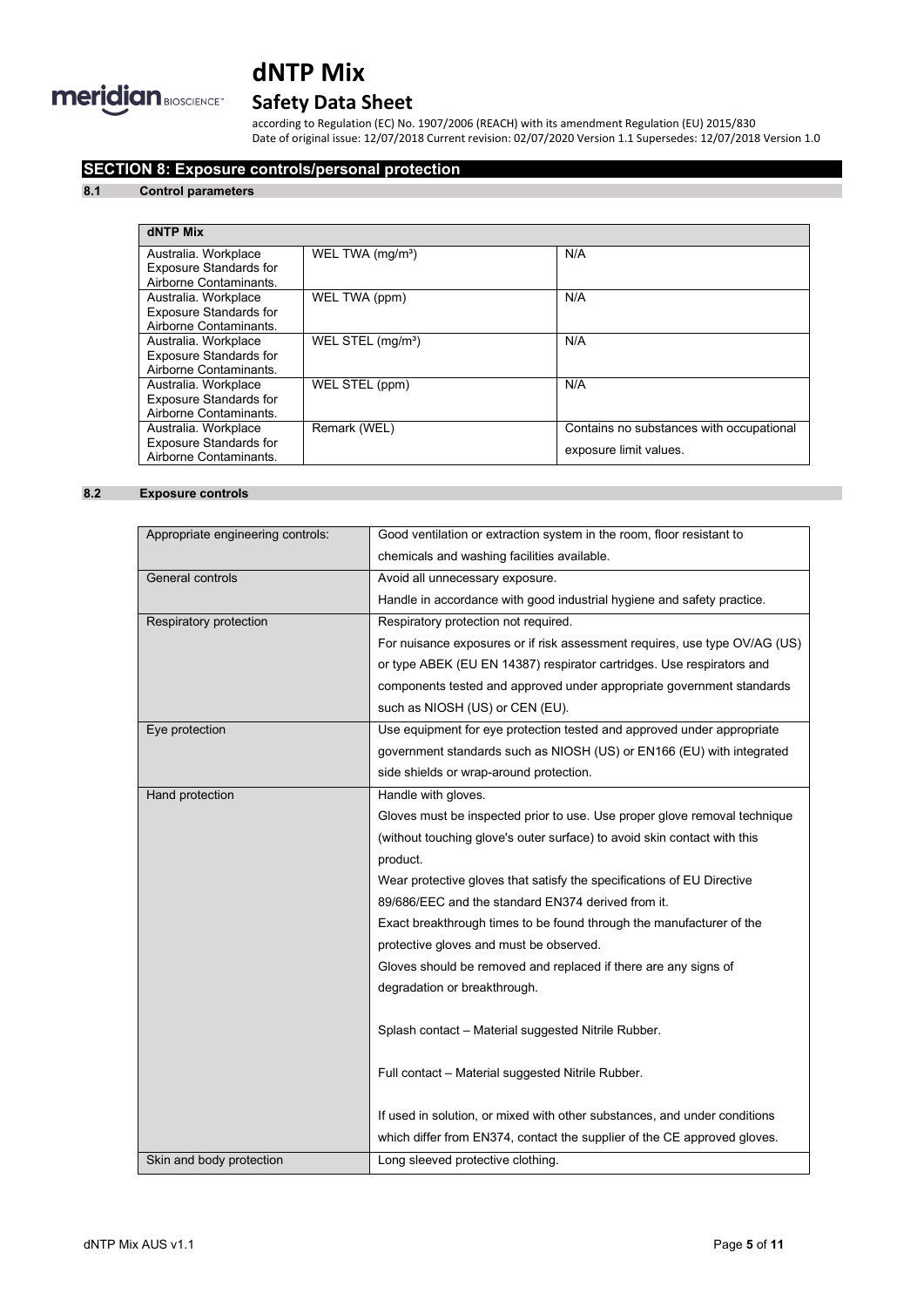## SECTION 8: Exposure controls/personal protection

### 8.1 Control parameters

| dNTP Mix | | |
|---|---|---|
| Australia. Workplace Exposure Standards for Airborne Contaminants. | WEL TWA (mg/m³) | N/A |
| Australia. Workplace Exposure Standards for Airborne Contaminants. | WEL TWA (ppm) | N/A |
| Australia. Workplace Exposure Standards for Airborne Contaminants. | WEL STEL (mg/m³) | N/A |
| Australia. Workplace Exposure Standards for Airborne Contaminants. | WEL STEL (ppm) | N/A |
| Australia. Workplace Exposure Standards for Airborne Contaminants. | Remark (WEL) | Contains no substances with occupational exposure limit values. |

### 8.2 Exposure controls

| | |
|---|---|
| Appropriate engineering controls: | Good ventilation or extraction system in the room, floor resistant to chemicals and washing facilities available. |
| General controls | Avoid all unnecessary exposure.<br>Handle in accordance with good industrial hygiene and safety practice. |
| Respiratory protection | Respiratory protection not required.<br>For nuisance exposures or if risk assessment requires, use type OV/AG (US) or type ABEK (EU EN 14387) respirator cartridges. Use respirators and components tested and approved under appropriate government standards such as NIOSH (US) or CEN (EU). |
| Eye protection | Use equipment for eye protection tested and approved under appropriate government standards such as NIOSH (US) or EN166 (EU) with integrated side shields or wrap-around protection. |
| Hand protection | Handle with gloves.<br>Gloves must be inspected prior to use. Use proper glove removal technique (without touching glove's outer surface) to avoid skin contact with this product.<br>Wear protective gloves that satisfy the specifications of EU Directive 89/686/EEC and the standard EN374 derived from it.<br>Exact breakthrough times to be found through the manufacturer of the protective gloves and must be observed.<br>Gloves should be removed and replaced if there are any signs of degradation or breakthrough.<br><br>Splash contact – Material suggested Nitrile Rubber.<br><br>Full contact – Material suggested Nitrile Rubber.<br><br>If used in solution, or mixed with other substances, and under conditions which differ from EN374, contact the supplier of the CE approved gloves. |
| Skin and body protection | Long sleeved protective clothing. |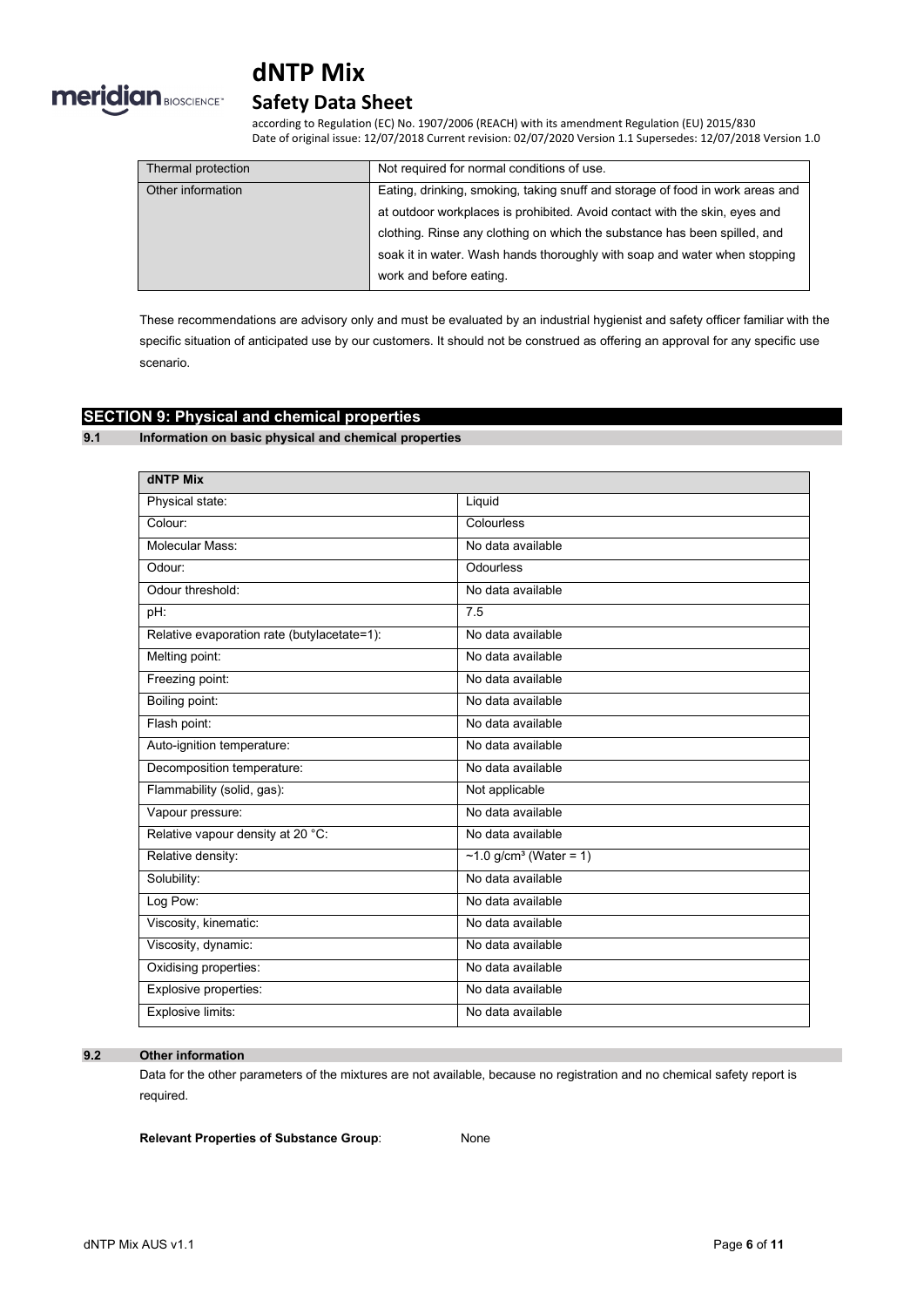| Thermal protection | Not required for normal conditions of use. |
|---|---|
| Other information | Eating, drinking, smoking, taking snuff and storage of food in work areas and at outdoor workplaces is prohibited. Avoid contact with the skin, eyes and clothing. Rinse any clothing on which the substance has been spilled, and soak it in water. Wash hands thoroughly with soap and water when stopping work and before eating. |

These recommendations are advisory only and must be evaluated by an industrial hygienist and safety officer familiar with the specific situation of anticipated use by our customers. It should not be construed as offering an approval for any specific use scenario.

## SECTION 9: Physical and chemical properties

### 9.1 Information on basic physical and chemical properties

| dNTP Mix | |
|---|---|
| Physical state: | Liquid |
| Colour: | Colourless |
| Molecular Mass: | No data available |
| Odour: | Odourless |
| Odour threshold: | No data available |
| pH: | 7.5 |
| Relative evaporation rate (butylacetate=1): | No data available |
| Melting point: | No data available |
| Freezing point: | No data available |
| Boiling point: | No data available |
| Flash point: | No data available |
| Auto-ignition temperature: | No data available |
| Decomposition temperature: | No data available |
| Flammability (solid, gas): | Not applicable |
| Vapour pressure: | No data available |
| Relative vapour density at 20 °C: | No data available |
| Relative density: | ~1.0 g/cm³ (Water = 1) |
| Solubility: | No data available |
| Log Pow: | No data available |
| Viscosity, kinematic: | No data available |
| Viscosity, dynamic: | No data available |
| Oxidising properties: | No data available |
| Explosive properties: | No data available |
| Explosive limits: | No data available |

### 9.2 Other information

Data for the other parameters of the mixtures are not available, because no registration and no chemical safety report is required.

**Relevant Properties of Substance Group**: None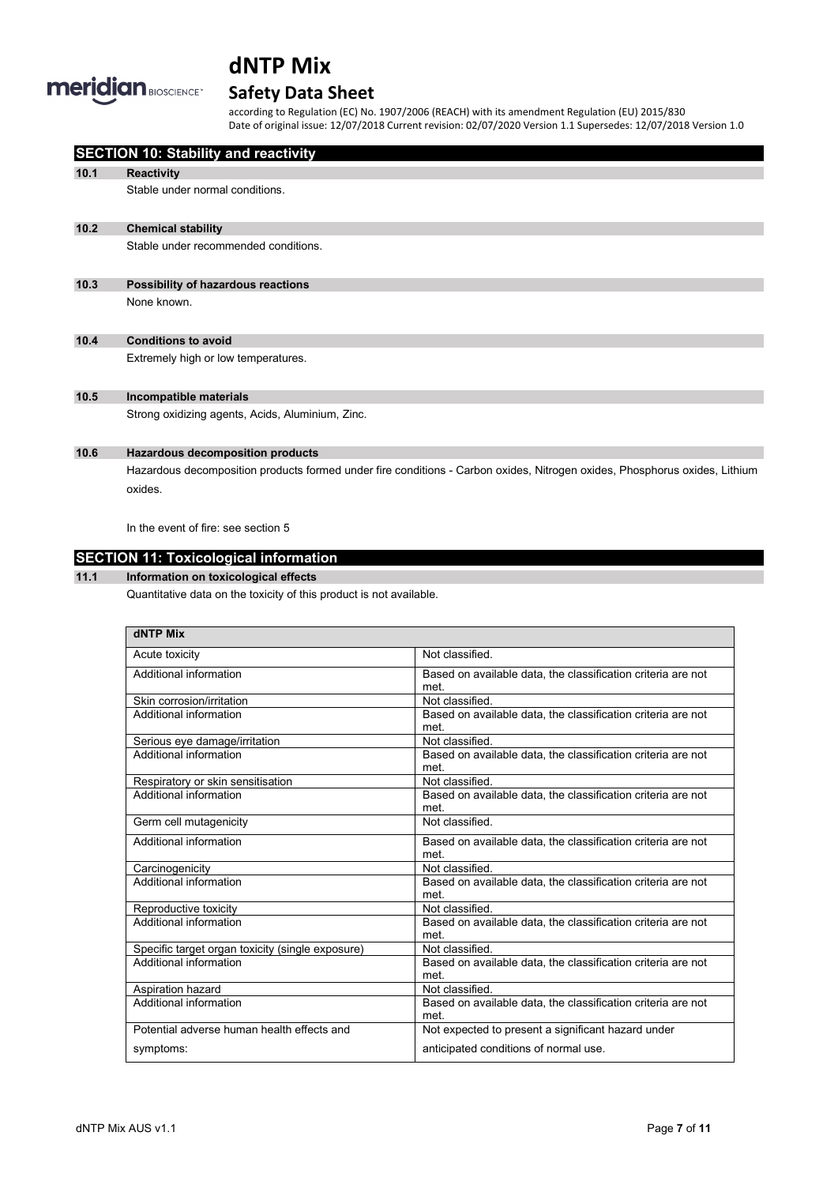## SECTION 10: Stability and reactivity

### 10.1 Reactivity

Stable under normal conditions.

### 10.2 Chemical stability

Stable under recommended conditions.

### 10.3 Possibility of hazardous reactions

None known.

### 10.4 Conditions to avoid

Extremely high or low temperatures.

### 10.5 Incompatible materials

Strong oxidizing agents, Acids, Aluminium, Zinc.

### 10.6 Hazardous decomposition products

Hazardous decomposition products formed under fire conditions - Carbon oxides, Nitrogen oxides, Phosphorus oxides, Lithium oxides.

In the event of fire: see section 5

## SECTION 11: Toxicological information

### 11.1 Information on toxicological effects

Quantitative data on the toxicity of this product is not available.

| dNTP Mix | |
|---|---|
| Acute toxicity | Not classified. |
| Additional information | Based on available data, the classification criteria are not met. |
| Skin corrosion/irritation | Not classified. |
| Additional information | Based on available data, the classification criteria are not met. |
| Serious eye damage/irritation | Not classified. |
| Additional information | Based on available data, the classification criteria are not met. |
| Respiratory or skin sensitisation | Not classified. |
| Additional information | Based on available data, the classification criteria are not met. |
| Germ cell mutagenicity | Not classified. |
| Additional information | Based on available data, the classification criteria are not met. |
| Carcinogenicity | Not classified. |
| Additional information | Based on available data, the classification criteria are not met. |
| Reproductive toxicity | Not classified. |
| Additional information | Based on available data, the classification criteria are not met. |
| Specific target organ toxicity (single exposure) | Not classified. |
| Additional information | Based on available data, the classification criteria are not met. |
| Aspiration hazard | Not classified. |
| Additional information | Based on available data, the classification criteria are not met. |
| Potential adverse human health effects and symptoms: | Not expected to present a significant hazard under anticipated conditions of normal use. |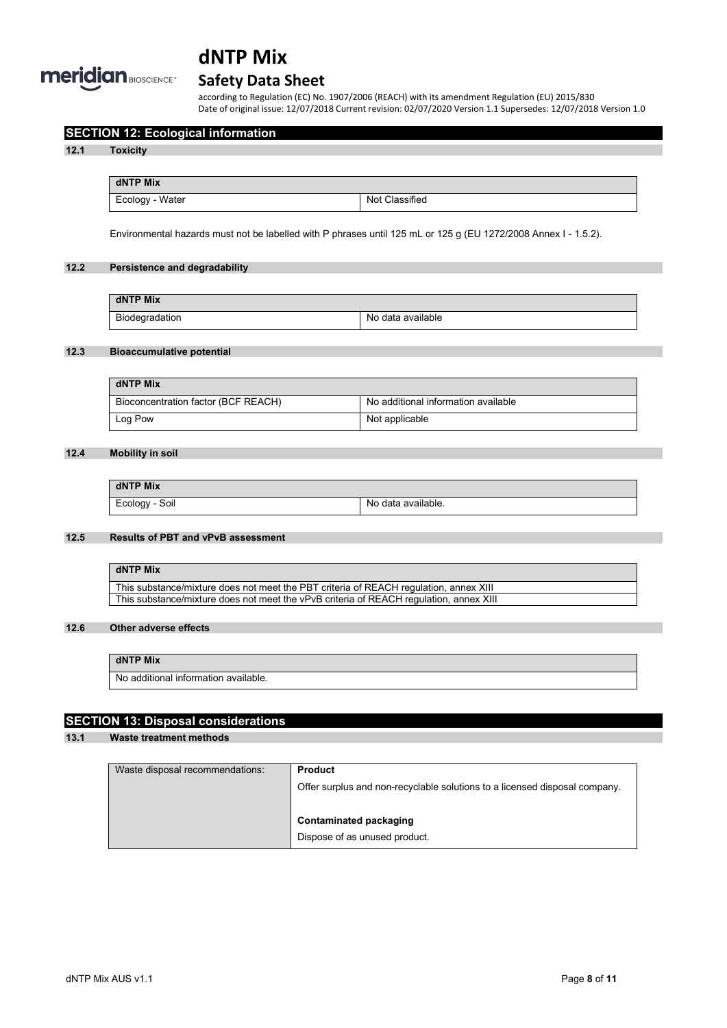## SECTION 12: Ecological information

### 12.1 Toxicity

| dNTP Mix | |
|---|---|
| Ecology - Water | Not Classified |

Environmental hazards must not be labelled with P phrases until 125 mL or 125 g (EU 1272/2008 Annex I - 1.5.2).

### 12.2 Persistence and degradability

| dNTP Mix | |
|---|---|
| Biodegradation | No data available |

### 12.3 Bioaccumulative potential

| dNTP Mix | |
|---|---|
| Bioconcentration factor (BCF REACH) | No additional information available |
| Log Pow | Not applicable |

### 12.4 Mobility in soil

| dNTP Mix | |
|---|---|
| Ecology - Soil | No data available. |

### 12.5 Results of PBT and vPvB assessment

| dNTP Mix |
|---|
| This substance/mixture does not meet the PBT criteria of REACH regulation, annex XIII |
| This substance/mixture does not meet the vPvB criteria of REACH regulation, annex XIII |

### 12.6 Other adverse effects

| dNTP Mix |
|---|
| No additional information available. |

## SECTION 13: Disposal considerations

### 13.1 Waste treatment methods

| Waste disposal recommendations: | **Product**<br>Offer surplus and non-recyclable solutions to a licensed disposal company.<br><br>**Contaminated packaging**<br>Dispose of as unused product. |
|---|---|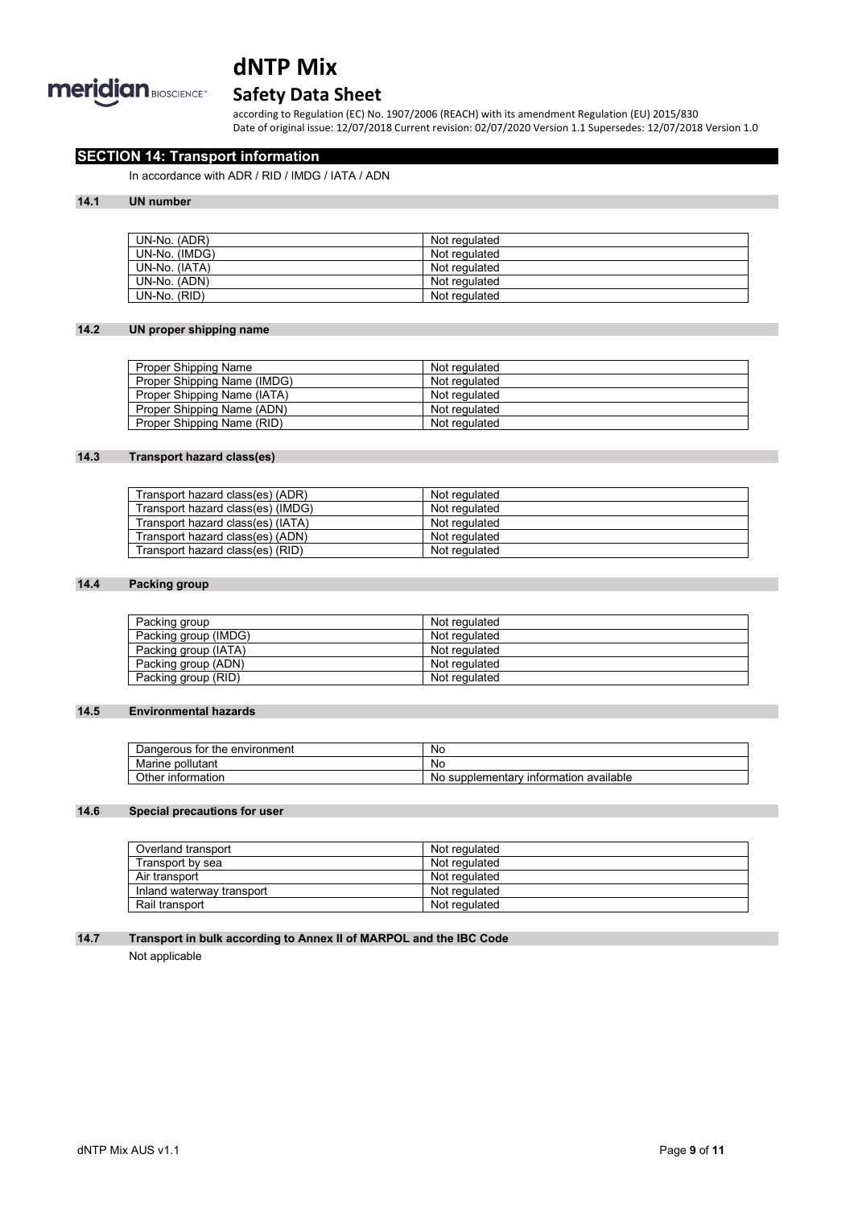## SECTION 14: Transport information

In accordance with ADR / RID / IMDG / IATA / ADN

### 14.1 UN number

| | |
|---|---|
| UN-No. (ADR) | Not regulated |
| UN-No. (IMDG) | Not regulated |
| UN-No. (IATA) | Not regulated |
| UN-No. (ADN) | Not regulated |
| UN-No. (RID) | Not regulated |

### 14.2 UN proper shipping name

| | |
|---|---|
| Proper Shipping Name | Not regulated |
| Proper Shipping Name (IMDG) | Not regulated |
| Proper Shipping Name (IATA) | Not regulated |
| Proper Shipping Name (ADN) | Not regulated |
| Proper Shipping Name (RID) | Not regulated |

### 14.3 Transport hazard class(es)

| | |
|---|---|
| Transport hazard class(es) (ADR) | Not regulated |
| Transport hazard class(es) (IMDG) | Not regulated |
| Transport hazard class(es) (IATA) | Not regulated |
| Transport hazard class(es) (ADN) | Not regulated |
| Transport hazard class(es) (RID) | Not regulated |

### 14.4 Packing group

| | |
|---|---|
| Packing group | Not regulated |
| Packing group (IMDG) | Not regulated |
| Packing group (IATA) | Not regulated |
| Packing group (ADN) | Not regulated |
| Packing group (RID) | Not regulated |

### 14.5 Environmental hazards

| | |
|---|---|
| Dangerous for the environment | No |
| Marine pollutant | No |
| Other information | No supplementary information available |

### 14.6 Special precautions for user

| | |
|---|---|
| Overland transport | Not regulated |
| Transport by sea | Not regulated |
| Air transport | Not regulated |
| Inland waterway transport | Not regulated |
| Rail transport | Not regulated |

### 14.7 Transport in bulk according to Annex II of MARPOL and the IBC Code

Not applicable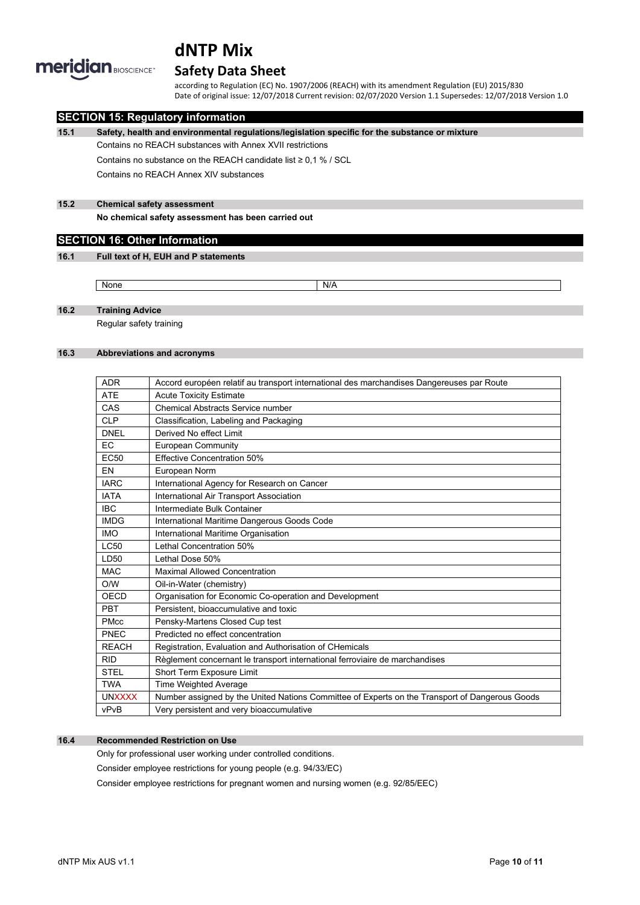## SECTION 15: Regulatory information

**15.1 Safety, health and environmental regulations/legislation specific for the substance or mixture**

Contains no REACH substances with Annex XVII restrictions

Contains no substance on the REACH candidate list ≥ 0,1 % / SCL

Contains no REACH Annex XIV substances

**15.2 Chemical safety assessment**

**No chemical safety assessment has been carried out**

## SECTION 16: Other Information

**16.1 Full text of H, EUH and P statements**

| None | N/A |
|---|---|

**16.2 Training Advice**

Regular safety training

**16.3 Abbreviations and acronyms**

| | |
|---|---|
| ADR | Accord européen relatif au transport international des marchandises Dangereuses par Route |
| ATE | Acute Toxicity Estimate |
| CAS | Chemical Abstracts Service number |
| CLP | Classification, Labeling and Packaging |
| DNEL | Derived No effect Limit |
| EC | European Community |
| EC50 | Effective Concentration 50% |
| EN | European Norm |
| IARC | International Agency for Research on Cancer |
| IATA | International Air Transport Association |
| IBC | Intermediate Bulk Container |
| IMDG | International Maritime Dangerous Goods Code |
| IMO | International Maritime Organisation |
| LC50 | Lethal Concentration 50% |
| LD50 | Lethal Dose 50% |
| MAC | Maximal Allowed Concentration |
| O/W | Oil-in-Water (chemistry) |
| OECD | Organisation for Economic Co-operation and Development |
| PBT | Persistent, bioaccumulative and toxic |
| PMcc | Pensky-Martens Closed Cup test |
| PNEC | Predicted no effect concentration |
| REACH | Registration, Evaluation and Authorisation of CHemicals |
| RID | Règlement concernant le transport international ferroviaire de marchandises |
| STEL | Short Term Exposure Limit |
| TWA | Time Weighted Average |
| UNXXXX | Number assigned by the United Nations Committee of Experts on the Transport of Dangerous Goods |
| vPvB | Very persistent and very bioaccumulative |

**16.4 Recommended Restriction on Use**

Only for professional user working under controlled conditions.

Consider employee restrictions for young people (e.g. 94/33/EC)

Consider employee restrictions for pregnant women and nursing women (e.g. 92/85/EEC)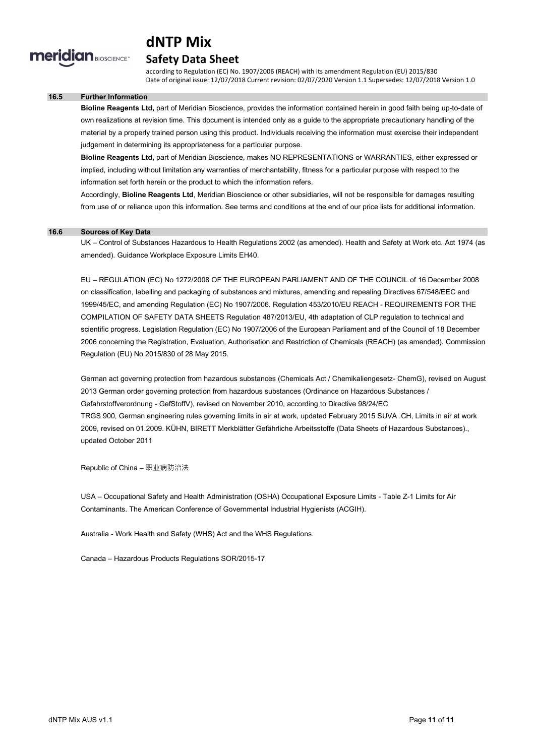### 16.5 Further Information

**Bioline Reagents Ltd,** part of Meridian Bioscience, provides the information contained herein in good faith being up-to-date of own realizations at revision time. This document is intended only as a guide to the appropriate precautionary handling of the material by a properly trained person using this product. Individuals receiving the information must exercise their independent judgement in determining its appropriateness for a particular purpose.

**Bioline Reagents Ltd,** part of Meridian Bioscience, makes NO REPRESENTATIONS or WARRANTIES, either expressed or implied, including without limitation any warranties of merchantability, fitness for a particular purpose with respect to the information set forth herein or the product to which the information refers.

Accordingly, **Bioline Reagents Ltd**, Meridian Bioscience or other subsidiaries, will not be responsible for damages resulting from use of or reliance upon this information. See terms and conditions at the end of our price lists for additional information.

### 16.6 Sources of Key Data

UK – Control of Substances Hazardous to Health Regulations 2002 (as amended). Health and Safety at Work etc. Act 1974 (as amended). Guidance Workplace Exposure Limits EH40.

EU – REGULATION (EC) No 1272/2008 OF THE EUROPEAN PARLIAMENT AND OF THE COUNCIL of 16 December 2008 on classification, labelling and packaging of substances and mixtures, amending and repealing Directives 67/548/EEC and 1999/45/EC, and amending Regulation (EC) No 1907/2006. Regulation 453/2010/EU REACH - REQUIREMENTS FOR THE COMPILATION OF SAFETY DATA SHEETS Regulation 487/2013/EU, 4th adaptation of CLP regulation to technical and scientific progress. Legislation Regulation (EC) No 1907/2006 of the European Parliament and of the Council of 18 December 2006 concerning the Registration, Evaluation, Authorisation and Restriction of Chemicals (REACH) (as amended). Commission Regulation (EU) No 2015/830 of 28 May 2015.

German act governing protection from hazardous substances (Chemicals Act / Chemikaliengesetz- ChemG), revised on August 2013 German order governing protection from hazardous substances (Ordinance on Hazardous Substances / Gefahrstoffverordnung - GefStoffV), revised on November 2010, according to Directive 98/24/EC
TRGS 900, German engineering rules governing limits in air at work, updated February 2015 SUVA .CH, Limits in air at work 2009, revised on 01.2009. KÜHN, BIRETT Merkblätter Gefährliche Arbeitsstoffe (Data Sheets of Hazardous Substances)., updated October 2011

Republic of China – 职业病防治法

USA – Occupational Safety and Health Administration (OSHA) Occupational Exposure Limits - Table Z-1 Limits for Air Contaminants. The American Conference of Governmental Industrial Hygienists (ACGIH).

Australia - Work Health and Safety (WHS) Act and the WHS Regulations.

Canada – Hazardous Products Regulations SOR/2015-17